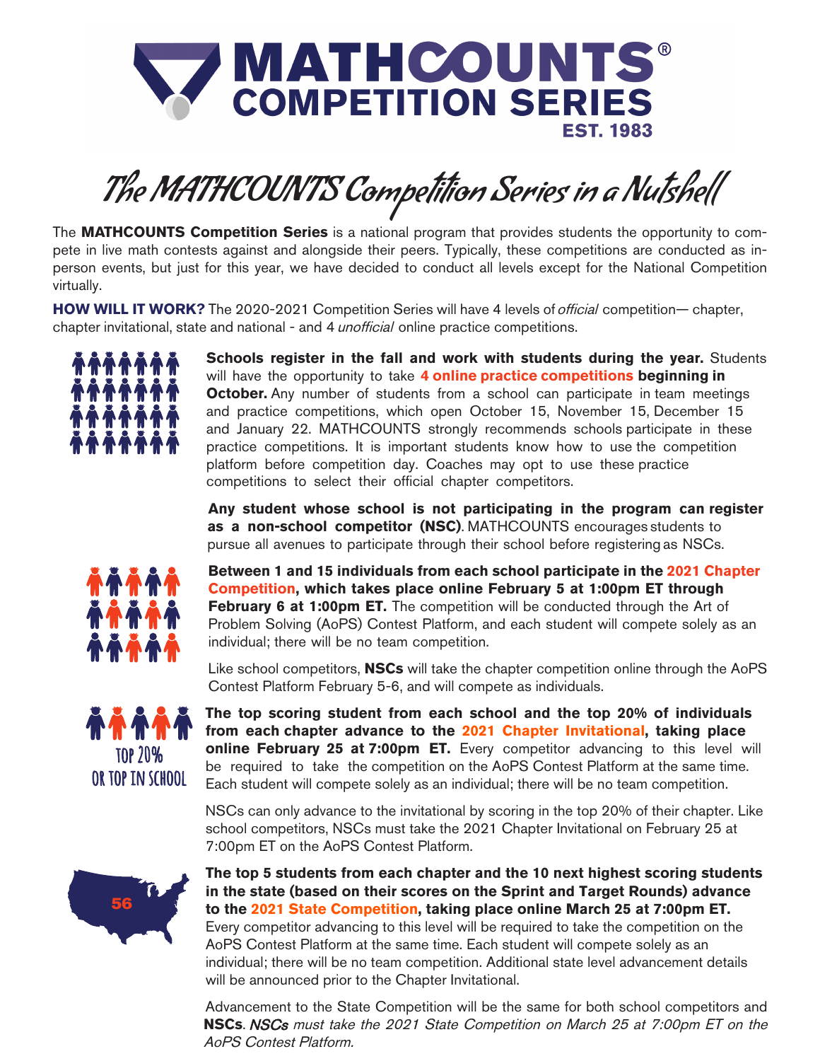# MATHCOUNTS® COMPETITION SERIES

EST. 1983

## The MATHCOUNTS Competition Series in a Nutshell

The **MATHCOUNTS Competition Series** is a national program that provides students the opportunity to compete in live math contests against and alongside their peers. Typically, these competitions are conducted as in-person events, but just for this year, we have decided to conduct all levels except for the National Competition virtually.

**HOW WILL IT WORK?** The 2020-2021 Competition Series will have 4 levels of *official* competition— chapter, chapter invitational, state and national - and 4 *unofficial* online practice competitions.

**Schools register in the fall and work with students during the year.** Students will have the opportunity to take **4 online practice competitions beginning in October.** Any number of students from a school can participate in team meetings and practice competitions, which open October 15, November 15, December 15 and January 22. MATHCOUNTS strongly recommends schools participate in these practice competitions. It is important students know how to use the competition platform before competition day. Coaches may opt to use these practice competitions to select their official chapter competitors.

**Any student whose school is not participating in the program can register as a non-school competitor (NSC).** MATHCOUNTS encourages students to pursue all avenues to participate through their school before registering as NSCs.

**Between 1 and 15 individuals from each school participate in the 2021 Chapter Competition, which takes place online February 5 at 1:00pm ET through February 6 at 1:00pm ET.** The competition will be conducted through the Art of Problem Solving (AoPS) Contest Platform, and each student will compete solely as an individual; there will be no team competition.

Like school competitors, **NSCs** will take the chapter competition online through the AoPS Contest Platform February 5-6, and will compete as individuals.

TOP 20% OR TOP IN SCHOOL

**The top scoring student from each school and the top 20% of individuals from each chapter advance to the 2021 Chapter Invitational, taking place online February 25 at 7:00pm ET.** Every competitor advancing to this level will be required to take the competition on the AoPS Contest Platform at the same time. Each student will compete solely as an individual; there will be no team competition.

NSCs can only advance to the invitational by scoring in the top 20% of their chapter. Like school competitors, NSCs must take the 2021 Chapter Invitational on February 25 at 7:00pm ET on the AoPS Contest Platform.

56

**The top 5 students from each chapter and the 10 next highest scoring students in the state (based on their scores on the Sprint and Target Rounds) advance to the 2021 State Competition, taking place online March 25 at 7:00pm ET.** Every competitor advancing to this level will be required to take the competition on the AoPS Contest Platform at the same time. Each student will compete solely as an individual; there will be no team competition. Additional state level advancement details will be announced prior to the Chapter Invitational.

Advancement to the State Competition will be the same for both school competitors and **NSCs**. *NSCs must take the 2021 State Competition on March 25 at 7:00pm ET on the AoPS Contest Platform.*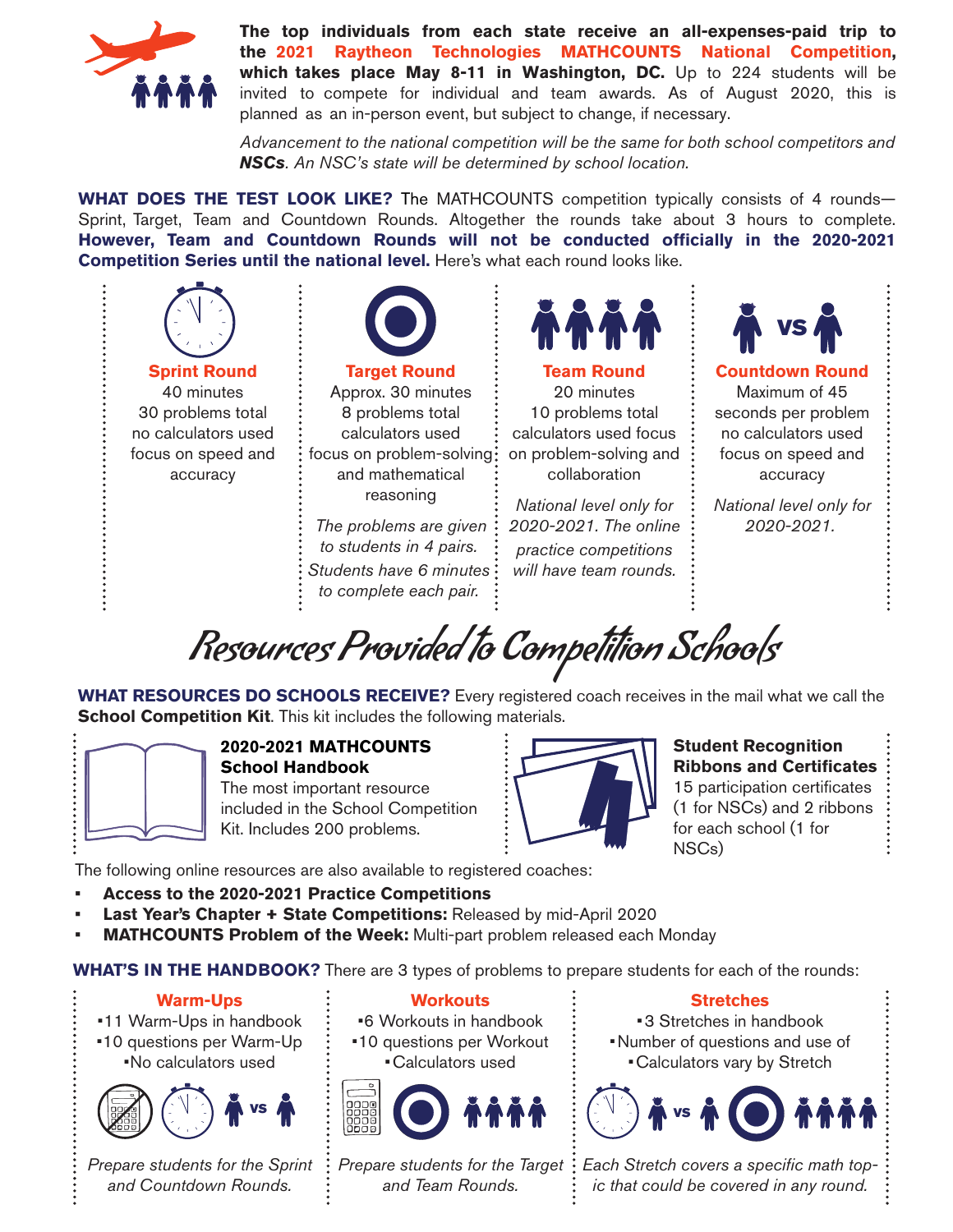**The top individuals from each state receive an all-expenses-paid trip to the 2021 Raytheon Technologies MATHCOUNTS National Competition, which takes place May 8-11 in Washington, DC.** Up to 224 students will be invited to compete for individual and team awards. As of August 2020, this is planned as an in-person event, but subject to change, if necessary.

*Advancement to the national competition will be the same for both school competitors and **NSCs**. An NSC's state will be determined by school location.*

**WHAT DOES THE TEST LOOK LIKE?** The MATHCOUNTS competition typically consists of 4 rounds—Sprint, Target, Team and Countdown Rounds. Altogether the rounds take about 3 hours to complete. **However, Team and Countdown Rounds will not be conducted officially in the 2020-2021 Competition Series until the national level.** Here's what each round looks like.

**Sprint Round**
40 minutes
30 problems total
no calculators used
focus on speed and accuracy

**Target Round**
Approx. 30 minutes
8 problems total
calculators used
focus on problem-solving and mathematical reasoning

*The problems are given to students in 4 pairs. Students have 6 minutes to complete each pair.*

**Team Round**
20 minutes
10 problems total
calculators used focus on problem-solving and collaboration

*National level only for 2020-2021. The online practice competitions will have team rounds.*

**Countdown Round**
Maximum of 45 seconds per problem
no calculators used
focus on speed and accuracy

*National level only for 2020-2021.*

## Resources Provided to Competition Schools

**WHAT RESOURCES DO SCHOOLS RECEIVE?** Every registered coach receives in the mail what we call the **School Competition Kit**. This kit includes the following materials.

**2020-2021 MATHCOUNTS School Handbook**
The most important resource included in the School Competition Kit. Includes 200 problems.

**Student Recognition Ribbons and Certificates**
15 participation certificates (1 for NSCs) and 2 ribbons for each school (1 for NSCs)

The following online resources are also available to registered coaches:

- **Access to the 2020-2021 Practice Competitions**
- **Last Year's Chapter + State Competitions:** Released by mid-April 2020
- **MATHCOUNTS Problem of the Week:** Multi-part problem released each Monday

**WHAT'S IN THE HANDBOOK?** There are 3 types of problems to prepare students for each of the rounds:

**Warm-Ups**
- 11 Warm-Ups in handbook
- 10 questions per Warm-Up
- No calculators used

*Prepare students for the Sprint and Countdown Rounds.*

**Workouts**
- 6 Workouts in handbook
- 10 questions per Workout
- Calculators used

*Prepare students for the Target and Team Rounds.*

**Stretches**
- 3 Stretches in handbook
- Number of questions and use of
- Calculators vary by Stretch

*Each Stretch covers a specific math topic that could be covered in any round.*